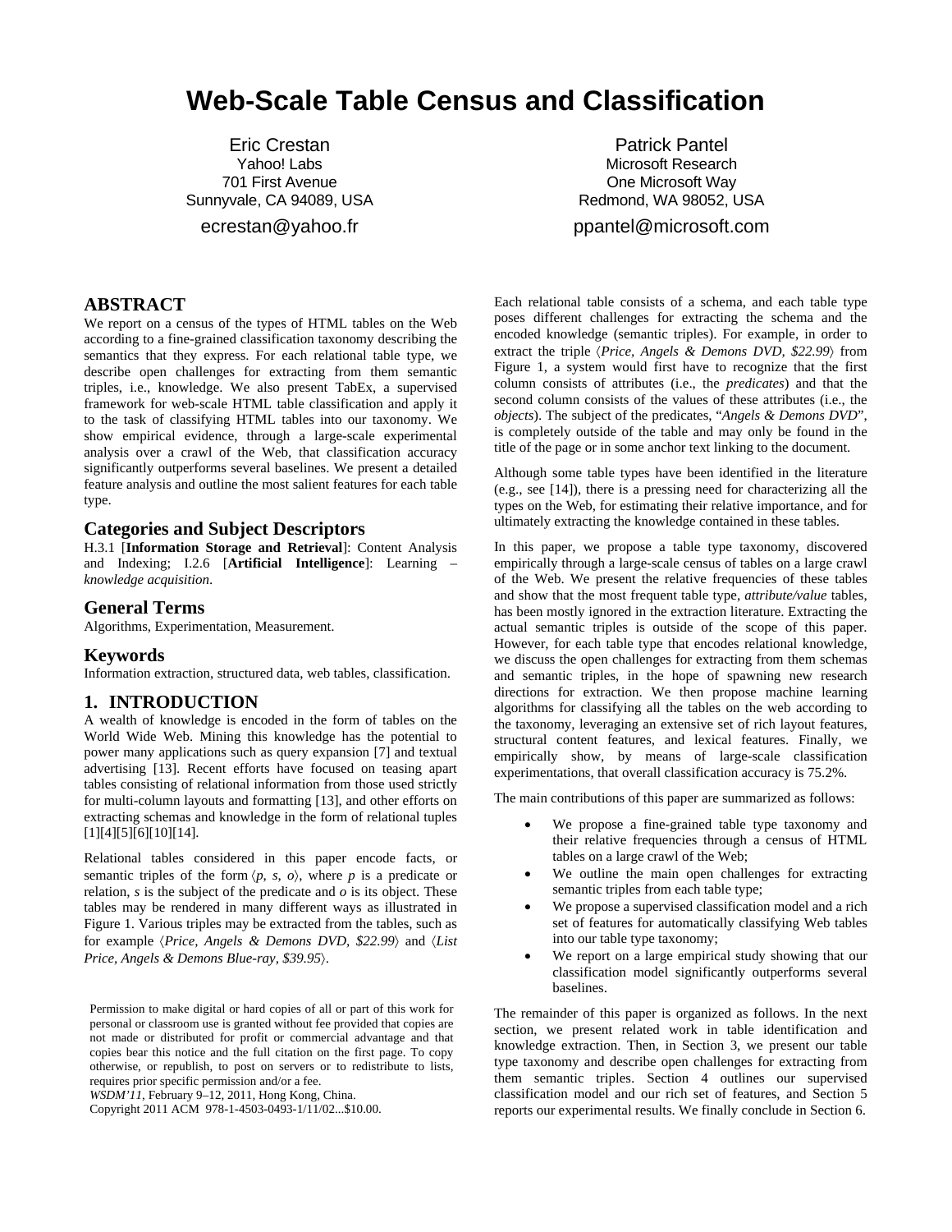# Web-Scale Table Census and Classification

Eric Crestan
Yahoo! Labs
701 First Avenue
Sunnyvale, CA 94089, USA
ecrestan@yahoo.fr

Patrick Pantel
Microsoft Research
One Microsoft Way
Redmond, WA 98052, USA
ppantel@microsoft.com

## ABSTRACT

We report on a census of the types of HTML tables on the Web according to a fine-grained classification taxonomy describing the semantics that they express. For each relational table type, we describe open challenges for extracting from them semantic triples, i.e., knowledge. We also present TabEx, a supervised framework for web-scale HTML table classification and apply it to the task of classifying HTML tables into our taxonomy. We show empirical evidence, through a large-scale experimental analysis over a crawl of the Web, that classification accuracy significantly outperforms several baselines. We present a detailed feature analysis and outline the most salient features for each table type.

## Categories and Subject Descriptors

H.3.1 [**Information Storage and Retrieval**]: Content Analysis and Indexing; I.2.6 [**Artificial Intelligence**]: Learning – *knowledge acquisition*.

## General Terms

Algorithms, Experimentation, Measurement.

## Keywords

Information extraction, structured data, web tables, classification.

## 1. INTRODUCTION

A wealth of knowledge is encoded in the form of tables on the World Wide Web. Mining this knowledge has the potential to power many applications such as query expansion [7] and textual advertising [13]. Recent efforts have focused on teasing apart tables consisting of relational information from those used strictly for multi-column layouts and formatting [13], and other efforts on extracting schemas and knowledge in the form of relational tuples [1][4][5][6][10][14].

Relational tables considered in this paper encode facts, or semantic triples of the form ⟨*p*, *s*, *o*⟩, where *p* is a predicate or relation, *s* is the subject of the predicate and *o* is its object. These tables may be rendered in many different ways as illustrated in Figure 1. Various triples may be extracted from the tables, such as for example ⟨*Price, Angels & Demons DVD, $22.99*⟩ and ⟨*List Price, Angels & Demons Blue-ray, $39.95*⟩.

Permission to make digital or hard copies of all or part of this work for personal or classroom use is granted without fee provided that copies are not made or distributed for profit or commercial advantage and that copies bear this notice and the full citation on the first page. To copy otherwise, or republish, to post on servers or to redistribute to lists, requires prior specific permission and/or a fee.
*WSDM'11*, February 9–12, 2011, Hong Kong, China.
Copyright 2011 ACM 978-1-4503-0493-1/11/02...$10.00.

Each relational table consists of a schema, and each table type poses different challenges for extracting the schema and the encoded knowledge (semantic triples). For example, in order to extract the triple ⟨*Price, Angels & Demons DVD, $22.99*⟩ from Figure 1, a system would first have to recognize that the first column consists of attributes (i.e., the *predicates*) and that the second column consists of the values of these attributes (i.e., the *objects*). The subject of the predicates, "*Angels & Demons DVD*", is completely outside of the table and may only be found in the title of the page or in some anchor text linking to the document.

Although some table types have been identified in the literature (e.g., see [14]), there is a pressing need for characterizing all the types on the Web, for estimating their relative importance, and for ultimately extracting the knowledge contained in these tables.

In this paper, we propose a table type taxonomy, discovered empirically through a large-scale census of tables on a large crawl of the Web. We present the relative frequencies of these tables and show that the most frequent table type, *attribute/value* tables, has been mostly ignored in the extraction literature. Extracting the actual semantic triples is outside of the scope of this paper. However, for each table type that encodes relational knowledge, we discuss the open challenges for extracting from them schemas and semantic triples, in the hope of spawning new research directions for extraction. We then propose machine learning algorithms for classifying all the tables on the web according to the taxonomy, leveraging an extensive set of rich layout features, structural content features, and lexical features. Finally, we empirically show, by means of large-scale classification experimentations, that overall classification accuracy is 75.2%.

The main contributions of this paper are summarized as follows:

- We propose a fine-grained table type taxonomy and their relative frequencies through a census of HTML tables on a large crawl of the Web;
- We outline the main open challenges for extracting semantic triples from each table type;
- We propose a supervised classification model and a rich set of features for automatically classifying Web tables into our table type taxonomy;
- We report on a large empirical study showing that our classification model significantly outperforms several baselines.

The remainder of this paper is organized as follows. In the next section, we present related work in table identification and knowledge extraction. Then, in Section 3, we present our table type taxonomy and describe open challenges for extracting from them semantic triples. Section 4 outlines our supervised classification model and our rich set of features, and Section 5 reports our experimental results. We finally conclude in Section 6.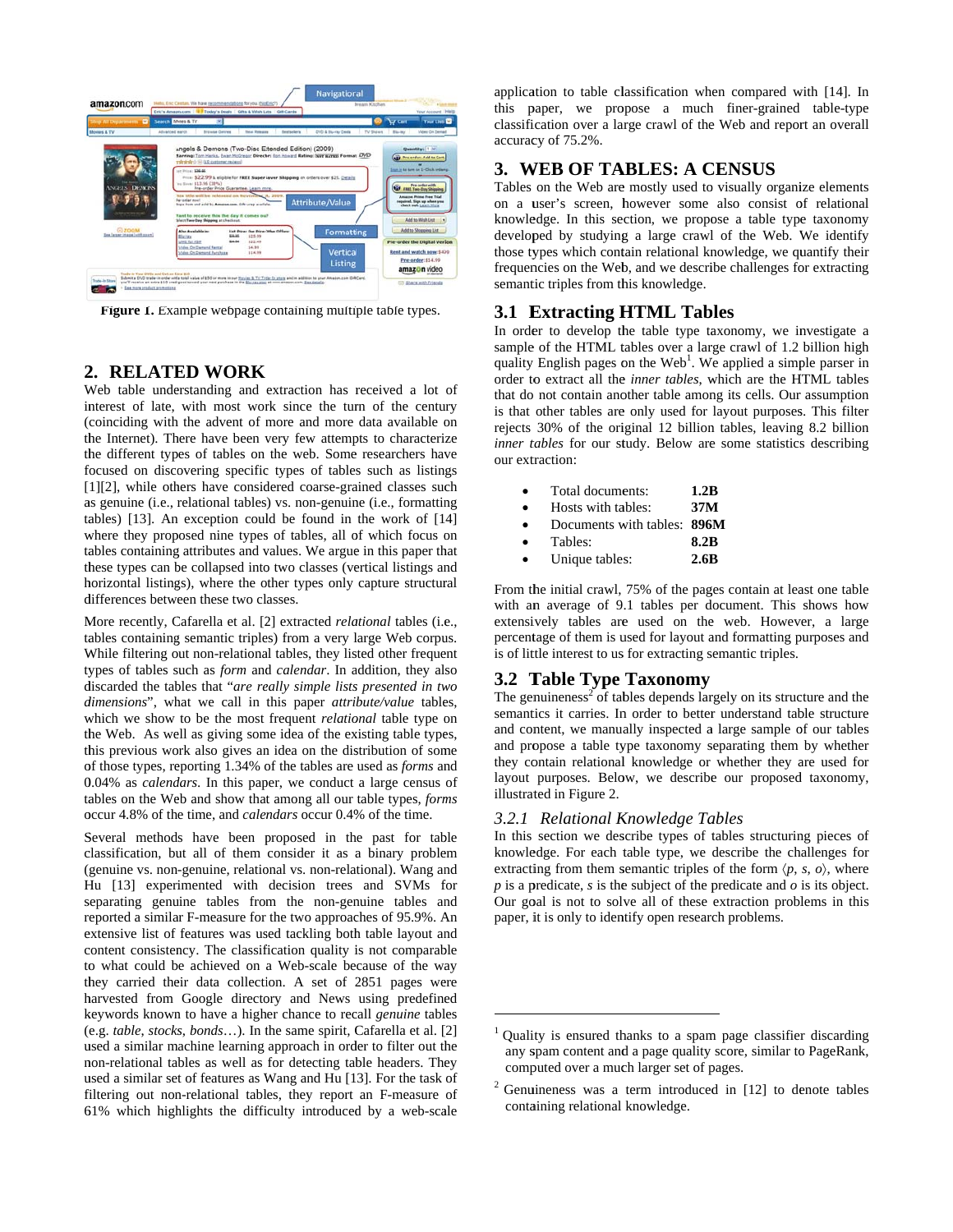Figure 1. Example webpage containing multiple table types.

## 2. RELATED WORK

Web table understanding and extraction has received a lot of interest of late, with most work since the turn of the century (coinciding with the advent of more and more data available on the Internet). There have been very few attempts to characterize the different types of tables on the web. Some researchers have focused on discovering specific types of tables such as listings [1][2], while others have considered coarse-grained classes such as genuine (i.e., relational tables) vs. non-genuine (i.e., formatting tables) [13]. An exception could be found in the work of [14] where they proposed nine types of tables, all of which focus on tables containing attributes and values. We argue in this paper that these types can be collapsed into two classes (vertical listings and horizontal listings), where the other types only capture structural differences between these two classes.

More recently, Cafarella et al. [2] extracted *relational* tables (i.e., tables containing semantic triples) from a very large Web corpus. While filtering out non-relational tables, they listed other frequent types of tables such as *form* and *calendar*. In addition, they also discarded the tables that "*are really simple lists presented in two dimensions*", what we call in this paper *attribute/value* tables, which we show to be the most frequent *relational* table type on the Web. As well as giving some idea of the existing table types, this previous work also gives an idea on the distribution of some of those types, reporting 1.34% of the tables are used as *forms* and 0.04% as *calendars*. In this paper, we conduct a large census of tables on the Web and show that among all our table types, *forms* occur 4.8% of the time, and *calendars* occur 0.4% of the time.

Several methods have been proposed in the past for table classification, but all of them consider it as a binary problem (genuine vs. non-genuine, relational vs. non-relational). Wang and Hu [13] experimented with decision trees and SVMs for separating genuine tables from the non-genuine tables and reported a similar F-measure for the two approaches of 95.9%. An extensive list of features was used tackling both table layout and content consistency. The classification quality is not comparable to what could be achieved on a Web-scale because of the way they carried their data collection. A set of 2851 pages were harvested from Google directory and News using predefined keywords known to have a higher chance to recall *genuine* tables (e.g. *table*, *stocks*, *bonds*…). In the same spirit, Cafarella et al. [2] used a similar machine learning approach in order to filter out the non-relational tables as well as for detecting table headers. They used a similar set of features as Wang and Hu [13]. For the task of filtering out non-relational tables, they report an F-measure of 61% which highlights the difficulty introduced by a web-scale application to table classification when compared with [14]. In this paper, we propose a much finer-grained table-type classification over a large crawl of the Web and report an overall accuracy of 75.2%.

## 3. WEB OF TABLES: A CENSUS

Tables on the Web are mostly used to visually organize elements on a user's screen, however some also consist of relational knowledge. In this section, we propose a table type taxonomy developed by studying a large crawl of the Web. We identify those types which contain relational knowledge, we quantify their frequencies on the Web, and we describe challenges for extracting semantic triples from this knowledge.

### 3.1 Extracting HTML Tables

In order to develop the table type taxonomy, we investigate a sample of the HTML tables over a large crawl of 1.2 billion high quality English pages on the Web[1]. We applied a simple parser in order to extract all the *inner tables*, which are the HTML tables that do not contain another table among its cells. Our assumption is that other tables are only used for layout purposes. This filter rejects 30% of the original 12 billion tables, leaving 8.2 billion *inner tables* for our study. Below are some statistics describing our extraction:

- Total documents: **1.2B**
- Hosts with tables: **37M**
- Documents with tables: **896M**
- Tables: **8.2B**
- Unique tables: **2.6B**

From the initial crawl, 75% of the pages contain at least one table with an average of 9.1 tables per document. This shows how extensively tables are used on the web. However, a large percentage of them is used for layout and formatting purposes and is of little interest to us for extracting semantic triples.

### 3.2 Table Type Taxonomy

The genuineness[2] of tables depends largely on its structure and the semantics it carries. In order to better understand table structure and content, we manually inspected a large sample of our tables and propose a table type taxonomy separating them by whether they contain relational knowledge or whether they are used for layout purposes. Below, we describe our proposed taxonomy, illustrated in Figure 2.

#### 3.2.1 Relational Knowledge Tables

In this section we describe types of tables structuring pieces of knowledge. For each table type, we describe the challenges for extracting from them semantic triples of the form $\langle p, s, o \rangle$, where $p$ is a predicate, $s$ is the subject of the predicate and $o$ is its object. Our goal is not to solve all of these extraction problems in this paper, it is only to identify open research problems.

---

[1] Quality is ensured thanks to a spam page classifier discarding any spam content and a page quality score, similar to PageRank, computed over a much larger set of pages.

[2] Genuineness was a term introduced in [12] to denote tables containing relational knowledge.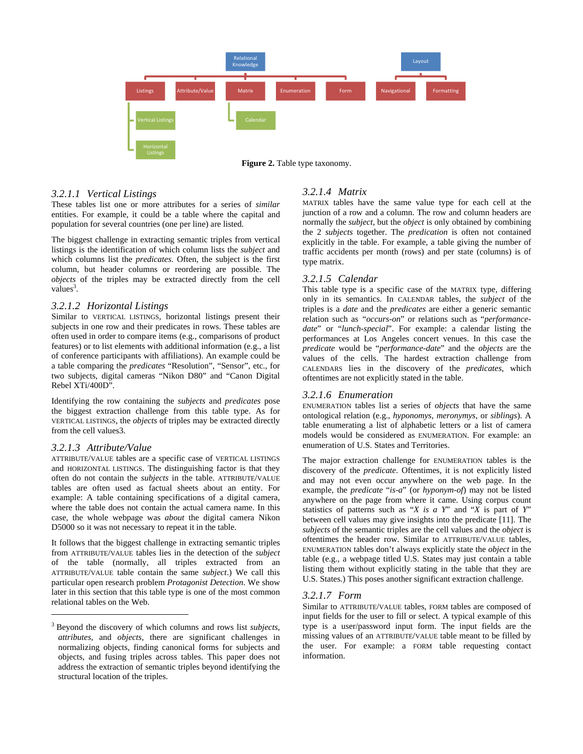**Figure 2.** Table type taxonomy.

#### 3.2.1.1 Vertical Listings

These tables list one or more attributes for a series of *similar* entities. For example, it could be a table where the capital and population for several countries (one per line) are listed.

The biggest challenge in extracting semantic triples from vertical listings is the identification of which column lists the *subject* and which columns list the *predicates*. Often, the subject is the first column, but header columns or reordering are possible. The *objects* of the triples may be extracted directly from the cell values[3].

#### 3.2.1.2 Horizontal Listings

Similar to VERTICAL LISTINGS, horizontal listings present their subjects in one row and their predicates in rows. These tables are often used in order to compare items (e.g., comparisons of product features) or to list elements with additional information (e.g., a list of conference participants with affiliations). An example could be a table comparing the *predicates* "Resolution", "Sensor", etc., for two subjects, digital cameras "Nikon D80" and "Canon Digital Rebel XTi/400D".

Identifying the row containing the *subjects* and *predicates* pose the biggest extraction challenge from this table type. As for VERTICAL LISTINGS, the *objects* of triples may be extracted directly from the cell values3.

#### 3.2.1.3 Attribute/Value

ATTRIBUTE/VALUE tables are a specific case of VERTICAL LISTINGS and HORIZONTAL LISTINGS. The distinguishing factor is that they often do not contain the *subjects* in the table. ATTRIBUTE/VALUE tables are often used as factual sheets about an entity. For example: A table containing specifications of a digital camera, where the table does not contain the actual camera name. In this case, the whole webpage was *about* the digital camera Nikon D5000 so it was not necessary to repeat it in the table.

It follows that the biggest challenge in extracting semantic triples from ATTRIBUTE/VALUE tables lies in the detection of the *subject* of the table (normally, all triples extracted from an ATTRIBUTE/VALUE table contain the same *subject*.) We call this particular open research problem *Protagonist Detection*. We show later in this section that this table type is one of the most common relational tables on the Web.

#### 3.2.1.4 Matrix

MATRIX tables have the same value type for each cell at the junction of a row and a column. The row and column headers are normally the *subject*, but the *object* is only obtained by combining the 2 *subjects* together. The *predication* is often not contained explicitly in the table. For example, a table giving the number of traffic accidents per month (rows) and per state (columns) is of type matrix.

#### 3.2.1.5 Calendar

This table type is a specific case of the MATRIX type, differing only in its semantics. In CALENDAR tables, the *subject* of the triples is a *date* and the *predicates* are either a generic semantic relation such as *"occurs-on"* or relations such as "*performance-date*" or "*lunch-special*". For example: a calendar listing the performances at Los Angeles concert venues. In this case the *predicate* would be "*performance-date*" and the *objects* are the values of the cells. The hardest extraction challenge from CALENDARS lies in the discovery of the *predicates*, which oftentimes are not explicitly stated in the table.

#### 3.2.1.6 Enumeration

ENUMERATION tables list a series of *objects* that have the same ontological relation (e.g., *hyponyms*, *meronyms*, or *siblings*). A table enumerating a list of alphabetic letters or a list of camera models would be considered as ENUMERATION. For example: an enumeration of U.S. States and Territories.

The major extraction challenge for ENUMERATION tables is the discovery of the *predicate*. Oftentimes, it is not explicitly listed and may not even occur anywhere on the web page. In the example, the *predicate* "*is-a*" (or *hyponym-of*) may not be listed anywhere on the page from where it came. Using corpus count statistics of patterns such as "*X is a Y*" and "*X* is part of *Y*" between cell values may give insights into the predicate [11]. The *subjects* of the semantic triples are the cell values and the *object* is oftentimes the header row. Similar to ATTRIBUTE/VALUE tables, ENUMERATION tables don't always explicitly state the *object* in the table (e.g., a webpage titled U.S. States may just contain a table listing them without explicitly stating in the table that they are U.S. States.) This poses another significant extraction challenge.

#### 3.2.1.7 Form

Similar to ATTRIBUTE/VALUE tables, FORM tables are composed of input fields for the user to fill or select. A typical example of this type is a user/password input form. The input fields are the missing values of an ATTRIBUTE/VALUE table meant to be filled by the user. For example: a FORM table requesting contact information.

---

[3] Beyond the discovery of which columns and rows list *subjects*, *attributes*, and *objects*, there are significant challenges in normalizing objects, finding canonical forms for subjects and objects, and fusing triples across tables. This paper does not address the extraction of semantic triples beyond identifying the structural location of the triples.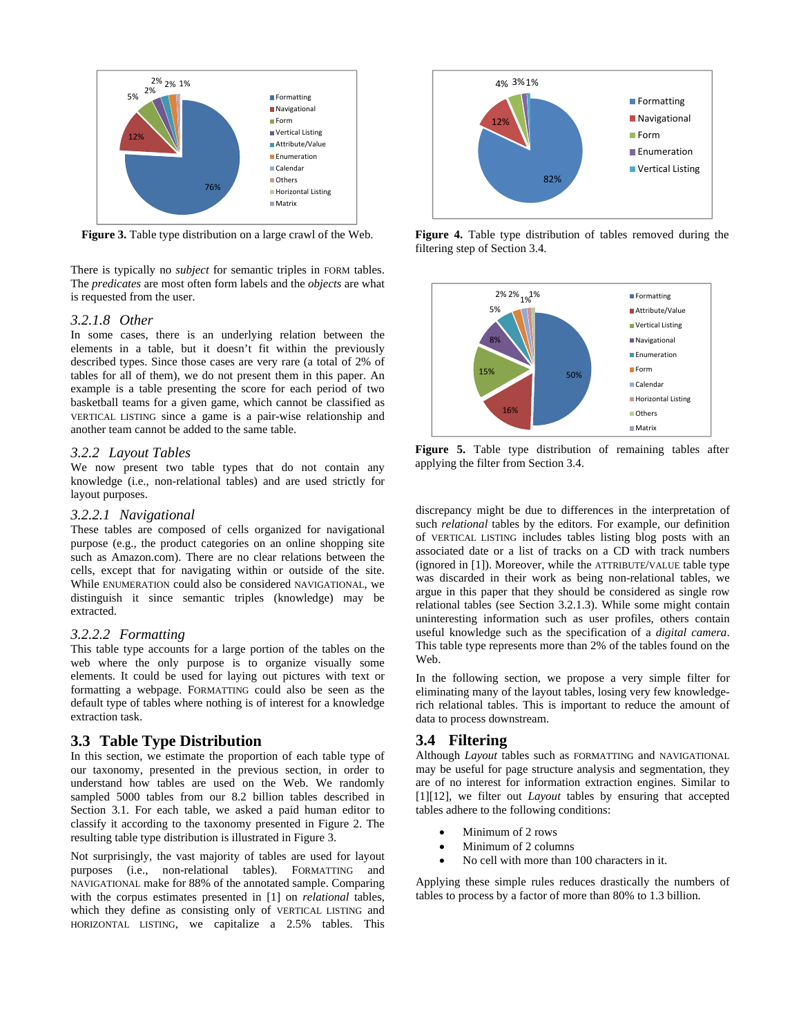Figure 3. Table type distribution on a large crawl of the Web.

Figure 4. Table type distribution of tables removed during the filtering step of Section 3.4.

Figure 5. Table type distribution of remaining tables after applying the filter from Section 3.4.

There is typically no *subject* for semantic triples in FORM tables. The *predicates* are most often form labels and the *objects* are what is requested from the user.

#### 3.2.1.8 Other

In some cases, there is an underlying relation between the elements in a table, but it doesn't fit within the previously described types. Since those cases are very rare (a total of 2% of tables for all of them), we do not present them in this paper. An example is a table presenting the score for each period of two basketball teams for a given game, which cannot be classified as VERTICAL LISTING since a game is a pair-wise relationship and another team cannot be added to the same table.

### 3.2.2 Layout Tables

We now present two table types that do not contain any knowledge (i.e., non-relational tables) and are used strictly for layout purposes.

#### 3.2.2.1 Navigational

These tables are composed of cells organized for navigational purpose (e.g., the product categories on an online shopping site such as Amazon.com). There are no clear relations between the cells, except that for navigating within or outside of the site. While ENUMERATION could also be considered NAVIGATIONAL, we distinguish it since semantic triples (knowledge) may be extracted.

#### 3.2.2.2 Formatting

This table type accounts for a large portion of the tables on the web where the only purpose is to organize visually some elements. It could be used for laying out pictures with text or formatting a webpage. FORMATTING could also be seen as the default type of tables where nothing is of interest for a knowledge extraction task.

## 3.3 Table Type Distribution

In this section, we estimate the proportion of each table type of our taxonomy, presented in the previous section, in order to understand how tables are used on the Web. We randomly sampled 5000 tables from our 8.2 billion tables described in Section 3.1. For each table, we asked a paid human editor to classify it according to the taxonomy presented in Figure 2. The resulting table type distribution is illustrated in Figure 3.

Not surprisingly, the vast majority of tables are used for layout purposes (i.e., non-relational tables). FORMATTING and NAVIGATIONAL make for 88% of the annotated sample. Comparing with the corpus estimates presented in [1] on *relational* tables, which they define as consisting only of VERTICAL LISTING and HORIZONTAL LISTING, we capitalize a 2.5% tables. This discrepancy might be due to differences in the interpretation of such *relational* tables by the editors. For example, our definition of VERTICAL LISTING includes tables listing blog posts with an associated date or a list of tracks on a CD with track numbers (ignored in [1]). Moreover, while the ATTRIBUTE/VALUE table type was discarded in their work as being non-relational tables, we argue in this paper that they should be considered as single row relational tables (see Section 3.2.1.3). While some might contain uninteresting information such as user profiles, others contain useful knowledge such as the specification of a *digital camera*. This table type represents more than 2% of the tables found on the Web.

In the following section, we propose a very simple filter for eliminating many of the layout tables, losing very few knowledge-rich relational tables. This is important to reduce the amount of data to process downstream.

## 3.4 Filtering

Although *Layout* tables such as FORMATTING and NAVIGATIONAL may be useful for page structure analysis and segmentation, they are of no interest for information extraction engines. Similar to [1][12], we filter out *Layout* tables by ensuring that accepted tables adhere to the following conditions:

- Minimum of 2 rows
- Minimum of 2 columns
- No cell with more than 100 characters in it.

Applying these simple rules reduces drastically the numbers of tables to process by a factor of more than 80% to 1.3 billion.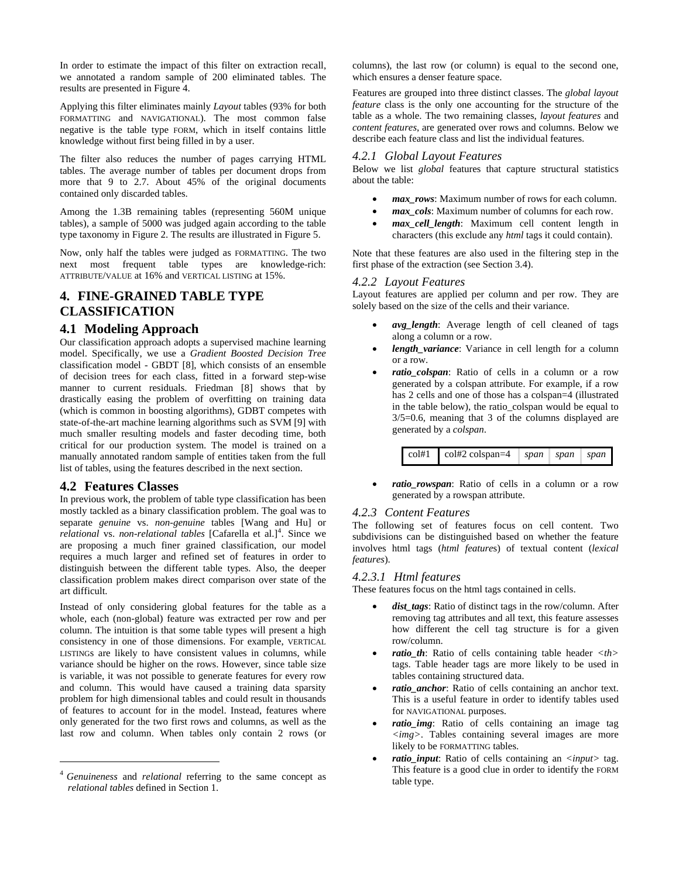In order to estimate the impact of this filter on extraction recall, we annotated a random sample of 200 eliminated tables. The results are presented in Figure 4.

Applying this filter eliminates mainly *Layout* tables (93% for both FORMATTING and NAVIGATIONAL). The most common false negative is the table type FORM, which in itself contains little knowledge without first being filled in by a user.

The filter also reduces the number of pages carrying HTML tables. The average number of tables per document drops from more that 9 to 2.7. About 45% of the original documents contained only discarded tables.

Among the 1.3B remaining tables (representing 560M unique tables), a sample of 5000 was judged again according to the table type taxonomy in Figure 2. The results are illustrated in Figure 5.

Now, only half the tables were judged as FORMATTING. The two next most frequent table types are knowledge-rich: ATTRIBUTE/VALUE at 16% and VERTICAL LISTING at 15%.

# 4. FINE-GRAINED TABLE TYPE CLASSIFICATION

## 4.1 Modeling Approach

Our classification approach adopts a supervised machine learning model. Specifically, we use a *Gradient Boosted Decision Tree* classification model - GBDT [8], which consists of an ensemble of decision trees for each class, fitted in a forward step-wise manner to current residuals. Friedman [8] shows that by drastically easing the problem of overfitting on training data (which is common in boosting algorithms), GDBT competes with state-of-the-art machine learning algorithms such as SVM [9] with much smaller resulting models and faster decoding time, both critical for our production system. The model is trained on a manually annotated random sample of entities taken from the full list of tables, using the features described in the next section.

## 4.2 Features Classes

In previous work, the problem of table type classification has been mostly tackled as a binary classification problem. The goal was to separate *genuine* vs. *non-genuine* tables [Wang and Hu] or *relational* vs. *non-relational tables* [Cafarella et al.][4]. Since we are proposing a much finer grained classification, our model requires a much larger and refined set of features in order to distinguish between the different table types. Also, the deeper classification problem makes direct comparison over state of the art difficult.

Instead of only considering global features for the table as a whole, each (non-global) feature was extracted per row and per column. The intuition is that some table types will present a high consistency in one of those dimensions. For example, VERTICAL LISTINGs are likely to have consistent values in columns, while variance should be higher on the rows. However, since table size is variable, it was not possible to generate features for every row and column. This would have caused a training data sparsity problem for high dimensional tables and could result in thousands of features to account for in the model. Instead, features where only generated for the two first rows and columns, as well as the last row and column. When tables only contain 2 rows (or columns), the last row (or column) is equal to the second one, which ensures a denser feature space.

Features are grouped into three distinct classes. The *global layout feature* class is the only one accounting for the structure of the table as a whole. The two remaining classes, *layout features* and *content features*, are generated over rows and columns. Below we describe each feature class and list the individual features.

### 4.2.1 Global Layout Features

Below we list *global* features that capture structural statistics about the table:

- ***max_rows***: Maximum number of rows for each column.
- ***max_cols***: Maximum number of columns for each row.
- ***max_cell_length***: Maximum cell content length in characters (this exclude any *html* tags it could contain).

Note that these features are also used in the filtering step in the first phase of the extraction (see Section 3.4).

### 4.2.2 Layout Features

Layout features are applied per column and per row. They are solely based on the size of the cells and their variance.

- ***avg_length***: Average length of cell cleaned of tags along a column or a row.
- ***length_variance***: Variance in cell length for a column or a row.
- ***ratio_colspan***: Ratio of cells in a column or a row generated by a colspan attribute. For example, if a row has 2 cells and one of those has a colspan=4 (illustrated in the table below), the ratio_colspan would be equal to 3/5=0.6, meaning that 3 of the columns displayed are generated by a *colspan*.

| col#1 | col#2 colspan=4 | *span* | *span* | *span* |
|---|---|---|---|---|

- ***ratio_rowspan***: Ratio of cells in a column or a row generated by a rowspan attribute.

### 4.2.3 Content Features

The following set of features focus on cell content. Two subdivisions can be distinguished based on whether the feature involves html tags (*html features*) of textual content (*lexical features*).

#### 4.2.3.1 Html features

These features focus on the html tags contained in cells.

- ***dist_tags***: Ratio of distinct tags in the row/column. After removing tag attributes and all text, this feature assesses how different the cell tag structure is for a given row/column.
- ***ratio_th***: Ratio of cells containing table header *<th>* tags. Table header tags are more likely to be used in tables containing structured data.
- ***ratio_anchor***: Ratio of cells containing an anchor text. This is a useful feature in order to identify tables used for NAVIGATIONAL purposes.
- ***ratio_img***: Ratio of cells containing an image tag *<img>*. Tables containing several images are more likely to be FORMATTING tables.
- ***ratio_input***: Ratio of cells containing an *<input>* tag. This feature is a good clue in order to identify the FORM table type.

---

[4] *Genuineness* and *relational* referring to the same concept as *relational tables* defined in Section 1.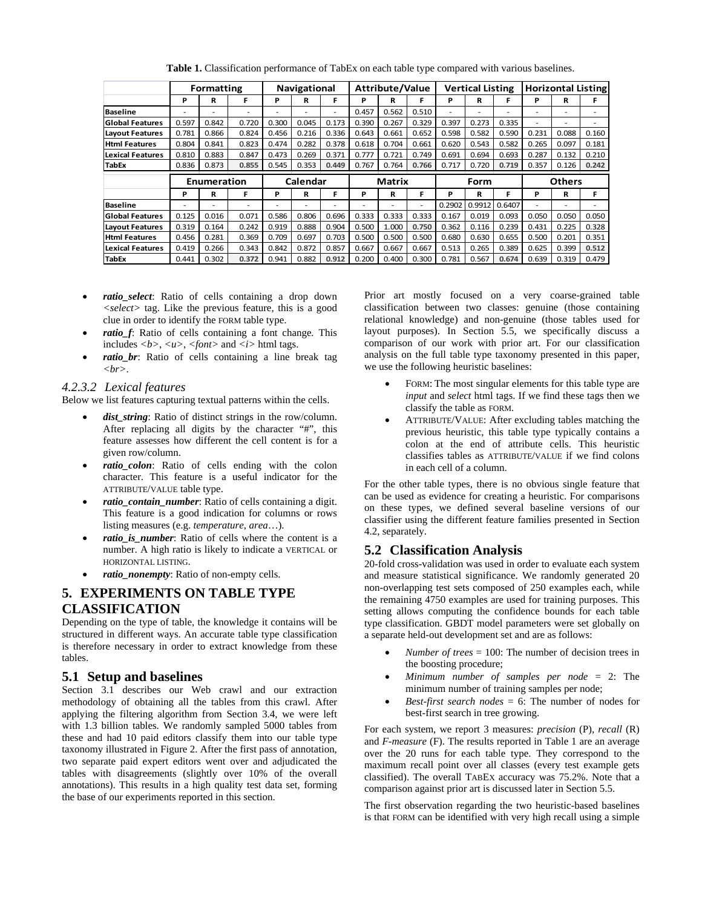**Table 1.** Classification performance of TabEx on each table type compared with various baselines.

| | Formatting | | | Navigational | | | Attribute/Value | | | Vertical Listing | | | Horizontal Listing | | |
|---|---|---|---|---|---|---|---|---|---|---|---|---|---|---|---|
| | P | R | F | P | R | F | P | R | F | P | R | F | P | R | F |
| Baseline | - | - | - | - | - | - | 0.457 | 0.562 | 0.510 | - | - | - | - | - | - |
| Global Features | 0.597 | 0.842 | 0.720 | 0.300 | 0.045 | 0.173 | 0.390 | 0.267 | 0.329 | 0.397 | 0.273 | 0.335 | - | - | - |
| Layout Features | 0.781 | 0.866 | 0.824 | 0.456 | 0.216 | 0.336 | 0.643 | 0.661 | 0.652 | 0.598 | 0.582 | 0.590 | 0.231 | 0.088 | 0.160 |
| Html Features | 0.804 | 0.841 | 0.823 | 0.474 | 0.282 | 0.378 | 0.618 | 0.704 | 0.661 | 0.620 | 0.543 | 0.582 | 0.265 | 0.097 | 0.181 |
| Lexical Features | 0.810 | 0.883 | 0.847 | 0.473 | 0.269 | 0.371 | 0.777 | 0.721 | 0.749 | 0.691 | 0.694 | 0.693 | 0.287 | 0.132 | 0.210 |
| TabEx | 0.836 | 0.873 | **0.855** | 0.545 | 0.353 | **0.449** | 0.767 | 0.764 | **0.766** | 0.717 | 0.720 | **0.719** | 0.357 | 0.126 | **0.242** |
| | **Enumeration** | | | **Calendar** | | | **Matrix** | | | **Form** | | | **Others** | | |
| | P | R | F | P | R | F | P | R | F | P | R | F | P | R | F |
| Baseline | - | - | - | - | - | - | - | - | - | 0.2902 | 0.9912 | 0.6407 | - | - | - |
| Global Features | 0.125 | 0.016 | 0.071 | 0.586 | 0.806 | 0.696 | 0.333 | 0.333 | 0.333 | 0.167 | 0.019 | 0.093 | 0.050 | 0.050 | 0.050 |
| Layout Features | 0.319 | 0.164 | 0.242 | 0.919 | 0.888 | 0.904 | 0.500 | 1.000 | **0.750** | 0.362 | 0.116 | 0.239 | 0.431 | 0.225 | 0.328 |
| Html Features | 0.456 | 0.281 | 0.369 | 0.709 | 0.697 | 0.703 | 0.500 | 0.500 | 0.500 | 0.680 | 0.630 | 0.655 | 0.500 | 0.201 | 0.351 |
| Lexical Features | 0.419 | 0.266 | 0.343 | 0.842 | 0.872 | 0.857 | 0.667 | 0.667 | 0.667 | 0.513 | 0.265 | 0.389 | 0.625 | 0.399 | **0.512** |
| TabEx | 0.441 | 0.302 | **0.372** | 0.941 | 0.882 | **0.912** | 0.200 | 0.400 | 0.300 | 0.781 | 0.567 | **0.674** | 0.639 | 0.319 | 0.479 |

- ***ratio_select***: Ratio of cells containing a drop down *<select>* tag. Like the previous feature, this is a good clue in order to identify the FORM table type.
- ***ratio_f***: Ratio of cells containing a font change. This includes *<b>*, *<u>*, *<font>* and *<i>* html tags.
- ***ratio_br***: Ratio of cells containing a line break tag *<br>*.

#### 4.2.3.2 Lexical features

Below we list features capturing textual patterns within the cells.

- ***dist_string***: Ratio of distinct strings in the row/column. After replacing all digits by the character "#", this feature assesses how different the cell content is for a given row/column.
- ***ratio_colon***: Ratio of cells ending with the colon character. This feature is a useful indicator for the ATTRIBUTE/VALUE table type.
- ***ratio_contain_number***: Ratio of cells containing a digit. This feature is a good indication for columns or rows listing measures (e.g. *temperature, area*…).
- ***ratio_is_number***: Ratio of cells where the content is a number. A high ratio is likely to indicate a VERTICAL or HORIZONTAL LISTING.
- ***ratio_nonempty***: Ratio of non-empty cells.

## 5. EXPERIMENTS ON TABLE TYPE CLASSIFICATION

Depending on the type of table, the knowledge it contains will be structured in different ways. An accurate table type classification is therefore necessary in order to extract knowledge from these tables.

### 5.1 Setup and baselines

Section 3.1 describes our Web crawl and our extraction methodology of obtaining all the tables from this crawl. After applying the filtering algorithm from Section 3.4, we were left with 1.3 billion tables. We randomly sampled 5000 tables from these and had 10 paid editors classify them into our table type taxonomy illustrated in Figure 2. After the first pass of annotation, two separate paid expert editors went over and adjudicated the tables with disagreements (slightly over 10% of the overall annotations). This results in a high quality test data set, forming the base of our experiments reported in this section.

Prior art mostly focused on a very coarse-grained table classification between two classes: genuine (those containing relational knowledge) and non-genuine (those tables used for layout purposes). In Section 5.5, we specifically discuss a comparison of our work with prior art. For our classification analysis on the full table type taxonomy presented in this paper, we use the following heuristic baselines:

- FORM: The most singular elements for this table type are *input* and *select* html tags. If we find these tags then we classify the table as FORM.
- ATTRIBUTE/VALUE: After excluding tables matching the previous heuristic, this table type typically contains a colon at the end of attribute cells. This heuristic classifies tables as ATTRIBUTE/VALUE if we find colons in each cell of a column.

For the other table types, there is no obvious single feature that can be used as evidence for creating a heuristic. For comparisons on these types, we defined several baseline versions of our classifier using the different feature families presented in Section 4.2, separately.

### 5.2 Classification Analysis

20-fold cross-validation was used in order to evaluate each system and measure statistical significance. We randomly generated 20 non-overlapping test sets composed of 250 examples each, while the remaining 4750 examples are used for training purposes. This setting allows computing the confidence bounds for each table type classification. GBDT model parameters were set globally on a separate held-out development set and are as follows:

- *Number of trees* = 100: The number of decision trees in the boosting procedure;
- *Minimum number of samples per node* = 2: The minimum number of training samples per node;
- *Best-first search nodes* = 6: The number of nodes for best-first search in tree growing.

For each system, we report 3 measures: *precision* (P), *recall* (R) and *F-measure* (F). The results reported in Table 1 are an average over the 20 runs for each table type. They correspond to the maximum recall point over all classes (every test example gets classified). The overall TABEX accuracy was 75.2%. Note that a comparison against prior art is discussed later in Section 5.5.

The first observation regarding the two heuristic-based baselines is that FORM can be identified with very high recall using a simple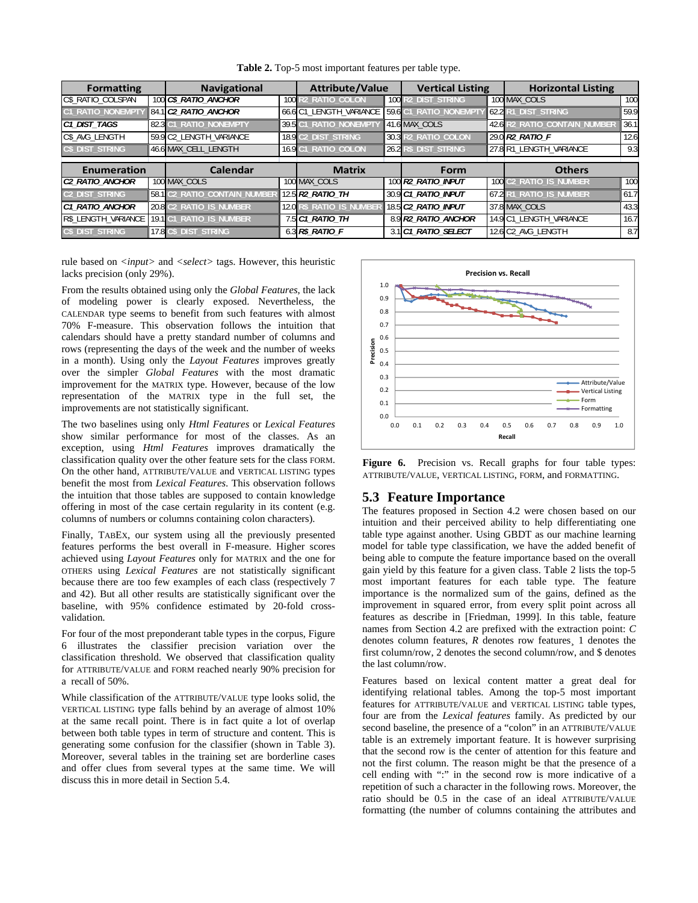**Table 2.** Top-5 most important features per table type.

| Formatting | | Navigational | | Attribute/Value | | Vertical Listing | | Horizontal Listing | |
|---|---|---|---|---|---|---|---|---|---|
| C$_RATIO_COLSPAN | 100 | *C$_RATIO_ANCHOR* | 100 | R2_RATIO_COLON | 100 | R2_DIST_STRING | 100 | MAX_COLS | 100 |
| C1_RATIO_NONEMPTY | 84.1 | *C2_RATIO_ANCHOR* | 66.6 | C1_LENGTH_VARIANCE | 59.6 | C1_RATIO_NONEMPTY | 62.2 | R1_DIST_STRING | 59.9 |
| *C1_DIST_TAGS* | 82.3 | C1_RATIO_NONEMPTY | 39.5 | C1_RATIO_NONEMPTY | 41.6 | MAX_COLS | 42.6 | R2_RATIO_CONTAIN_NUMBER | 36.1 |
| C$_AVG_LENGTH | 59.9 | C2_LENGTH_VARIANCE | 18.9 | C2_DIST_STRING | 30.3 | R2_RATIO_COLON | 29.0 | *R2_RATIO_F* | 12.6 |
| C$_DIST_STRING | 46.6 | MAX_CELL_LENGTH | 16.9 | C1_RATIO_COLON | 26.2 | R$_DIST_STRING | 27.8 | R1_LENGTH_VARIANCE | 9.3 |
| **Enumeration** | | **Calendar** | | **Matrix** | | **Form** | | **Others** | |
| *C2_RATIO_ANCHOR* | 100 | MAX_COLS | 100 | MAX_COLS | 100 | *R2_RATIO_INPUT* | 100 | C2_RATIO_IS_NUMBER | 100 |
| C2_DIST_STRING | 58.1 | C2_RATIO_CONTAIN_NUMBER | 12.5 | *R2_RATIO_TH* | 30.9 | *C1_RATIO_INPUT* | 67.2 | R1_RATIO_IS_NUMBER | 61.7 |
| *C1_RATIO_ANCHOR* | 20.8 | C2_RATIO_IS_NUMBER | 12.0 | R$_RATIO_IS_NUMBER | 18.5 | *C2_RATIO_INPUT* | 37.8 | MAX_COLS | 43.3 |
| R$_LENGTH_VARIANCE | 19.1 | C1_RATIO_IS_NUMBER | 7.5 | *C1_RATIO_TH* | 8.9 | *R2_RATIO_ANCHOR* | 14.9 | C1_LENGTH_VARIANCE | 16.7 |
| C$_DIST_STRING | 17.8 | C$_DIST_STRING | 6.3 | *R$_RATIO_F* | 3.1 | *C1_RATIO_SELECT* | 12.6 | C2_AVG_LENGTH | 8.7 |

rule based on <*input*> and <*select*> tags. However, this heuristic lacks precision (only 29%).

From the results obtained using only the *Global Features*, the lack of modeling power is clearly exposed. Nevertheless, the CALENDAR type seems to benefit from such features with almost 70% F-measure. This observation follows the intuition that calendars should have a pretty standard number of columns and rows (representing the days of the week and the number of weeks in a month). Using only the *Layout Features* improves greatly over the simpler *Global Features* with the most dramatic improvement for the MATRIX type. However, because of the low representation of the MATRIX type in the full set, the improvements are not statistically significant.

The two baselines using only *Html Features* or *Lexical Features* show similar performance for most of the classes. As an exception, using *Html Features* improves dramatically the classification quality over the other feature sets for the class FORM. On the other hand, ATTRIBUTE/VALUE and VERTICAL LISTING types benefit the most from *Lexical Features*. This observation follows the intuition that those tables are supposed to contain knowledge offering in most of the case certain regularity in its content (e.g. columns of numbers or columns containing colon characters).

Finally, TABEX, our system using all the previously presented features performs the best overall in F-measure. Higher scores achieved using *Layout Features* only for MATRIX and the one for OTHERS using *Lexical Features* are not statistically significant because there are too few examples of each class (respectively 7 and 42). But all other results are statistically significant over the baseline, with 95% confidence estimated by 20-fold cross-validation.

For four of the most preponderant table types in the corpus, Figure 6 illustrates the classifier precision variation over the classification threshold. We observed that classification quality for ATTRIBUTE/VALUE and FORM reached nearly 90% precision for a recall of 50%.

While classification of the ATTRIBUTE/VALUE type looks solid, the VERTICAL LISTING type falls behind by an average of almost 10% at the same recall point. There is in fact quite a lot of overlap between both table types in term of structure and content. This is generating some confusion for the classifier (shown in Table 3). Moreover, several tables in the training set are borderline cases and offer clues from several types at the same time. We will discuss this in more detail in Section 5.4.

**Figure 6.** Precision vs. Recall graphs for four table types: ATTRIBUTE/VALUE, VERTICAL LISTING, FORM, and FORMATTING.

## 5.3 Feature Importance

The features proposed in Section 4.2 were chosen based on our intuition and their perceived ability to help differentiating one table type against another. Using GBDT as our machine learning model for table type classification, we have the added benefit of being able to compute the feature importance based on the overall gain yield by this feature for a given class. Table 2 lists the top-5 most important features for each table type. The feature importance is the normalized sum of the gains, defined as the improvement in squared error, from every split point across all features as describe in [Friedman, 1999]. In this table, feature names from Section 4.2 are prefixed with the extraction point: *C* denotes column features, *R* denotes row features, 1 denotes the first column/row, 2 denotes the second column/row, and $ denotes the last column/row.

Features based on lexical content matter a great deal for identifying relational tables. Among the top-5 most important features for ATTRIBUTE/VALUE and VERTICAL LISTING table types, four are from the *Lexical features* family. As predicted by our second baseline, the presence of a "colon" in an ATTRIBUTE/VALUE table is an extremely important feature. It is however surprising that the second row is the center of attention for this feature and not the first column. The reason might be that the presence of a cell ending with ":" in the second row is more indicative of a repetition of such a character in the following rows. Moreover, the ratio should be 0.5 in the case of an ideal ATTRIBUTE/VALUE formatting (the number of columns containing the attributes and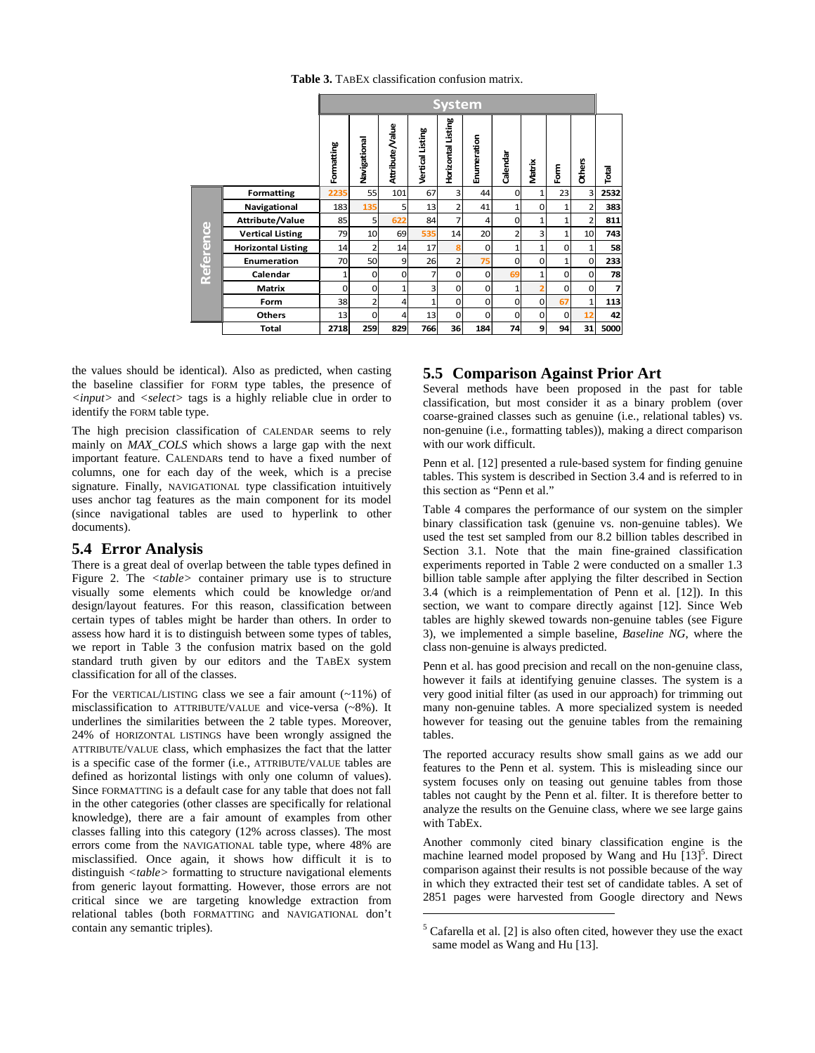**Table 3.** TABEX classification confusion matrix.

| | | System | | | | | | | | | | |
|---|---|---|---|---|---|---|---|---|---|---|---|---|
| | | Formatting | Navigational | Attribute/Value | Vertical Listing | Horizontal Listing | Enumeration | Calendar | Matrix | Form | Others | Total |
| Reference | Formatting | 2235 | 55 | 101 | 67 | 3 | 44 | 0 | 1 | 23 | 3 | 2532 |
| | Navigational | 183 | 135 | 5 | 13 | 2 | 41 | 1 | 0 | 1 | 2 | 383 |
| | Attribute/Value | 85 | 5 | 622 | 84 | 7 | 4 | 0 | 1 | 1 | 2 | 811 |
| | Vertical Listing | 79 | 10 | 69 | 535 | 14 | 20 | 2 | 3 | 1 | 10 | 743 |
| | Horizontal Listing | 14 | 2 | 14 | 17 | 8 | 0 | 1 | 1 | 0 | 1 | 58 |
| | Enumeration | 70 | 50 | 9 | 26 | 2 | 75 | 0 | 0 | 1 | 0 | 233 |
| | Calendar | 1 | 0 | 0 | 7 | 0 | 0 | 69 | 1 | 0 | 0 | 78 |
| | Matrix | 0 | 0 | 1 | 3 | 0 | 0 | 1 | 2 | 0 | 0 | 7 |
| | Form | 38 | 2 | 4 | 1 | 0 | 0 | 0 | 0 | 67 | 1 | 113 |
| | Others | 13 | 0 | 4 | 13 | 0 | 0 | 0 | 0 | 0 | 12 | 42 |
| | Total | 2718 | 259 | 829 | 766 | 36 | 184 | 74 | 9 | 94 | 31 | 5000 |

the values should be identical). Also as predicted, when casting the baseline classifier for FORM type tables, the presence of *<input>* and *<select>* tags is a highly reliable clue in order to identify the FORM table type.

The high precision classification of CALENDAR seems to rely mainly on *MAX_COLS* which shows a large gap with the next important feature. CALENDARs tend to have a fixed number of columns, one for each day of the week, which is a precise signature. Finally, NAVIGATIONAL type classification intuitively uses anchor tag features as the main component for its model (since navigational tables are used to hyperlink to other documents).

## 5.4 Error Analysis

There is a great deal of overlap between the table types defined in Figure 2. The *<table>* container primary use is to structure visually some elements which could be knowledge or/and design/layout features. For this reason, classification between certain types of tables might be harder than others. In order to assess how hard it is to distinguish between some types of tables, we report in Table 3 the confusion matrix based on the gold standard truth given by our editors and the TABEX system classification for all of the classes.

For the VERTICAL/LISTING class we see a fair amount (~11%) of misclassification to ATTRIBUTE/VALUE and vice-versa (~8%). It underlines the similarities between the 2 table types. Moreover, 24% of HORIZONTAL LISTINGS have been wrongly assigned the ATTRIBUTE/VALUE class, which emphasizes the fact that the latter is a specific case of the former (i.e., ATTRIBUTE/VALUE tables are defined as horizontal listings with only one column of values). Since FORMATTING is a default case for any table that does not fall in the other categories (other classes are specifically for relational knowledge), there are a fair amount of examples from other classes falling into this category (12% across classes). The most errors come from the NAVIGATIONAL table type, where 48% are misclassified. Once again, it shows how difficult it is to distinguish *<table>* formatting to structure navigational elements from generic layout formatting. However, those errors are not critical since we are targeting knowledge extraction from relational tables (both FORMATTING and NAVIGATIONAL don't contain any semantic triples).

## 5.5 Comparison Against Prior Art

Several methods have been proposed in the past for table classification, but most consider it as a binary problem (over coarse-grained classes such as genuine (i.e., relational tables) vs. non-genuine (i.e., formatting tables)), making a direct comparison with our work difficult.

Penn et al. [12] presented a rule-based system for finding genuine tables. This system is described in Section 3.4 and is referred to in this section as "Penn et al."

Table 4 compares the performance of our system on the simpler binary classification task (genuine vs. non-genuine tables). We used the test set sampled from our 8.2 billion tables described in Section 3.1. Note that the main fine-grained classification experiments reported in Table 2 were conducted on a smaller 1.3 billion table sample after applying the filter described in Section 3.4 (which is a reimplementation of Penn et al. [12]). In this section, we want to compare directly against [12]. Since Web tables are highly skewed towards non-genuine tables (see Figure 3), we implemented a simple baseline, *Baseline NG*, where the class non-genuine is always predicted.

Penn et al. has good precision and recall on the non-genuine class, however it fails at identifying genuine classes. The system is a very good initial filter (as used in our approach) for trimming out many non-genuine tables. A more specialized system is needed however for teasing out the genuine tables from the remaining tables.

The reported accuracy results show small gains as we add our features to the Penn et al. system. This is misleading since our system focuses only on teasing out genuine tables from those tables not caught by the Penn et al. filter. It is therefore better to analyze the results on the Genuine class, where we see large gains with TabEx.

Another commonly cited binary classification engine is the machine learned model proposed by Wang and Hu [13][5]. Direct comparison against their results is not possible because of the way in which they extracted their test set of candidate tables. A set of 2851 pages were harvested from Google directory and News

[5] Cafarella et al. [2] is also often cited, however they use the exact same model as Wang and Hu [13].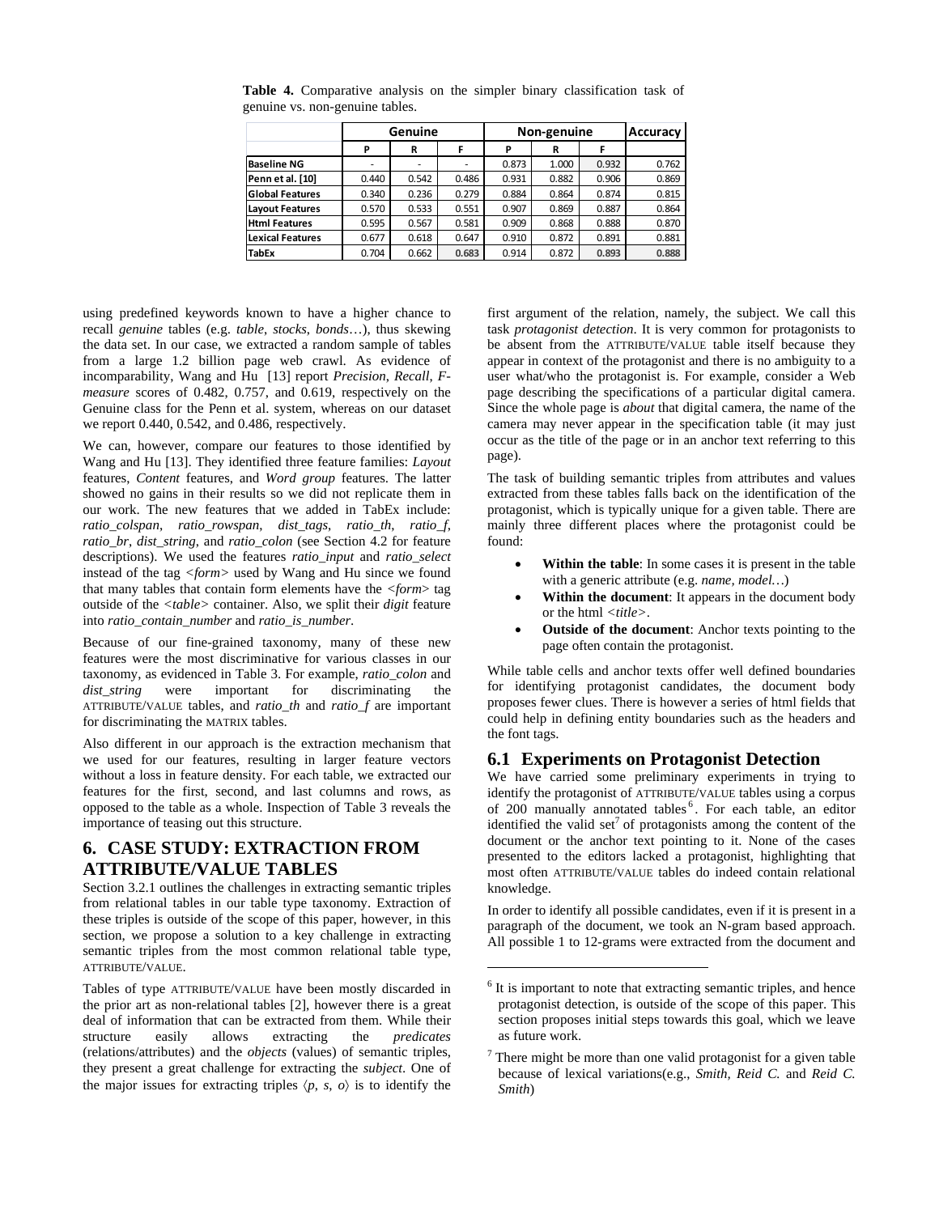**Table 4.** Comparative analysis on the simpler binary classification task of genuine vs. non-genuine tables.

| | Genuine | | | Non-genuine | | | Accuracy |
|---|---|---|---|---|---|---|---|
| | P | R | F | P | R | F | |
| **Baseline NG** | - | - | - | 0.873 | 1.000 | 0.932 | 0.762 |
| **Penn et al. [10]** | 0.440 | 0.542 | 0.486 | 0.931 | 0.882 | 0.906 | 0.869 |
| **Global Features** | 0.340 | 0.236 | 0.279 | 0.884 | 0.864 | 0.874 | 0.815 |
| **Layout Features** | 0.570 | 0.533 | 0.551 | 0.907 | 0.869 | 0.887 | 0.864 |
| **Html Features** | 0.595 | 0.567 | 0.581 | 0.909 | 0.868 | 0.888 | 0.870 |
| **Lexical Features** | 0.677 | 0.618 | 0.647 | 0.910 | 0.872 | 0.891 | 0.881 |
| **TabEx** | 0.704 | 0.662 | **0.683** | 0.914 | 0.872 | **0.893** | **0.888** |

using predefined keywords known to have a higher chance to recall *genuine* tables (e.g. *table*, *stocks*, *bonds*…), thus skewing the data set. In our case, we extracted a random sample of tables from a large 1.2 billion page web crawl. As evidence of incomparability, Wang and Hu [13] report *Precision*, *Recall*, *F-measure* scores of 0.482, 0.757, and 0.619, respectively on the Genuine class for the Penn et al. system, whereas on our dataset we report 0.440, 0.542, and 0.486, respectively.

We can, however, compare our features to those identified by Wang and Hu [13]. They identified three feature families: *Layout* features, *Content* features, and *Word group* features. The latter showed no gains in their results so we did not replicate them in our work. The new features that we added in TabEx include: *ratio_colspan*, *ratio_rowspan*, *dist_tags*, *ratio_th*, *ratio_f*, *ratio_br*, *dist_string*, and *ratio_colon* (see Section 4.2 for feature descriptions). We used the features *ratio_input* and *ratio_select* instead of the tag *<form>* used by Wang and Hu since we found that many tables that contain form elements have the *<form>* tag outside of the *<table>* container. Also, we split their *digit* feature into *ratio_contain_number* and *ratio_is_number*.

Because of our fine-grained taxonomy, many of these new features were the most discriminative for various classes in our taxonomy, as evidenced in Table 3. For example, *ratio_colon* and *dist_string* were important for discriminating the ATTRIBUTE/VALUE tables, and *ratio_th* and *ratio_f* are important for discriminating the MATRIX tables.

Also different in our approach is the extraction mechanism that we used for our features, resulting in larger feature vectors without a loss in feature density. For each table, we extracted our features for the first, second, and last columns and rows, as opposed to the table as a whole. Inspection of Table 3 reveals the importance of teasing out this structure.

## 6. CASE STUDY: EXTRACTION FROM ATTRIBUTE/VALUE TABLES

Section 3.2.1 outlines the challenges in extracting semantic triples from relational tables in our table type taxonomy. Extraction of these triples is outside of the scope of this paper, however, in this section, we propose a solution to a key challenge in extracting semantic triples from the most common relational table type, ATTRIBUTE/VALUE.

Tables of type ATTRIBUTE/VALUE have been mostly discarded in the prior art as non-relational tables [2], however there is a great deal of information that can be extracted from them. While their structure easily allows extracting the *predicates* (relations/attributes) and the *objects* (values) of semantic triples, they present a great challenge for extracting the *subject*. One of the major issues for extracting triples $\langle p, s, o \rangle$ is to identify the first argument of the relation, namely, the subject. We call this task *protagonist detection*. It is very common for protagonists to be absent from the ATTRIBUTE/VALUE table itself because they appear in context of the protagonist and there is no ambiguity to a user what/who the protagonist is. For example, consider a Web page describing the specifications of a particular digital camera. Since the whole page is *about* that digital camera, the name of the camera may never appear in the specification table (it may just occur as the title of the page or in an anchor text referring to this page).

The task of building semantic triples from attributes and values extracted from these tables falls back on the identification of the protagonist, which is typically unique for a given table. There are mainly three different places where the protagonist could be found:

- **Within the table**: In some cases it is present in the table with a generic attribute (e.g. *name*, *model*…)
- **Within the document**: It appears in the document body or the html *<title>*.
- **Outside of the document**: Anchor texts pointing to the page often contain the protagonist.

While table cells and anchor texts offer well defined boundaries for identifying protagonist candidates, the document body proposes fewer clues. There is however a series of html fields that could help in defining entity boundaries such as the headers and the font tags.

### 6.1 Experiments on Protagonist Detection

We have carried some preliminary experiments in trying to identify the protagonist of ATTRIBUTE/VALUE tables using a corpus of 200 manually annotated tables[6]. For each table, an editor identified the valid set[7] of protagonists among the content of the document or the anchor text pointing to it. None of the cases presented to the editors lacked a protagonist, highlighting that most often ATTRIBUTE/VALUE tables do indeed contain relational knowledge.

In order to identify all possible candidates, even if it is present in a paragraph of the document, we took an N-gram based approach. All possible 1 to 12-grams were extracted from the document and

---

[6] It is important to note that extracting semantic triples, and hence protagonist detection, is outside of the scope of this paper. This section proposes initial steps towards this goal, which we leave as future work.

[7] There might be more than one valid protagonist for a given table because of lexical variations(e.g., *Smith, Reid C.* and *Reid C. Smith*)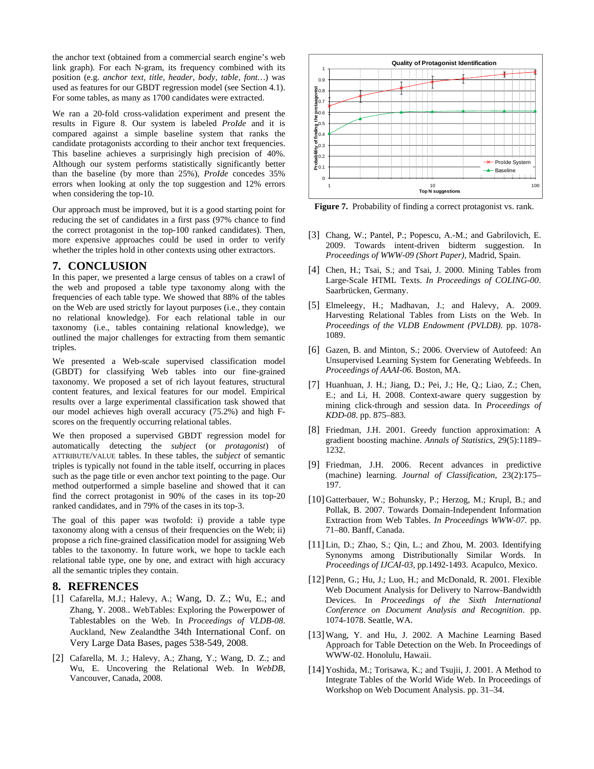the anchor text (obtained from a commercial search engine's web link graph). For each N-gram, its frequency combined with its position (e.g. *anchor text, title, header, body, table, font…*) was used as features for our GBDT regression model (see Section 4.1). For some tables, as many as 1700 candidates were extracted.

We ran a 20-fold cross-validation experiment and present the results in Figure 8. Our system is labeled *ProIde* and it is compared against a simple baseline system that ranks the candidate protagonists according to their anchor text frequencies. This baseline achieves a surprisingly high precision of 40%. Although our system performs statistically significantly better than the baseline (by more than 25%), *ProIde* concedes 35% errors when looking at only the top suggestion and 12% errors when considering the top-10.

Our approach must be improved, but it is a good starting point for reducing the set of candidates in a first pass (97% chance to find the correct protagonist in the top-100 ranked candidates). Then, more expensive approaches could be used in order to verify whether the triples hold in other contexts using other extractors.

Quality of Protagonist Identification

Probability of finding the protagonist

1
0.9
0.8
0.7
0.6
0.5
0.4
0.3
0.2
0.1
0

1
10
100

Top N suggestions

ProIde System
Baseline

**Figure 7.** Probability of finding a correct protagonist vs. rank.

## 7. CONCLUSION

In this paper, we presented a large census of tables on a crawl of the web and proposed a table type taxonomy along with the frequencies of each table type. We showed that 88% of the tables on the Web are used strictly for layout purposes (i.e., they contain no relational knowledge). For each relational table in our taxonomy (i.e., tables containing relational knowledge), we outlined the major challenges for extracting from them semantic triples.

We presented a Web-scale supervised classification model (GBDT) for classifying Web tables into our fine-grained taxonomy. We proposed a set of rich layout features, structural content features, and lexical features for our model. Empirical results over a large experimental classification task showed that our model achieves high overall accuracy (75.2%) and high F-scores on the frequently occurring relational tables.

We then proposed a supervised GBDT regression model for automatically detecting the *subject* (or *protagonist*) of ATTRIBUTE/VALUE tables. In these tables, the *subject* of semantic triples is typically not found in the table itself, occurring in places such as the page title or even anchor text pointing to the page. Our method outperformed a simple baseline and showed that it can find the correct protagonist in 90% of the cases in its top-20 ranked candidates, and in 79% of the cases in its top-3.

The goal of this paper was twofold: i) provide a table type taxonomy along with a census of their frequencies on the Web; ii) propose a rich fine-grained classification model for assigning Web tables to the taxonomy. In future work, we hope to tackle each relational table type, one by one, and extract with high accuracy all the semantic triples they contain.

## 8. REFRENCES

[1] Cafarella, M.J.; Halevy, A.; Wang, D. Z.; Wu, E.; and Zhang, Y. 2008.. WebTables: Exploring the Powerpower of Tablestables on the Web. In *Proceedings of VLDB-08*. Auckland, New Zealandthe 34th International Conf. on Very Large Data Bases, pages 538-549, 2008.

[2] Cafarella, M. J.; Halevy, A.; Zhang, Y.; Wang, D. Z.; and Wu, E. Uncovering the Relational Web. In *WebDB*, Vancouver, Canada, 2008.

[3] Chang, W.; Pantel, P.; Popescu, A.-M.; and Gabrilovich, E. 2009. Towards intent-driven bidterm suggestion. In *Proceedings of WWW-09 (Short Paper)*, Madrid, Spain.

[4] Chen, H.; Tsai, S.; and Tsai, J. 2000. Mining Tables from Large-Scale HTML Texts. *In Proceedings of COLING-00*. Saarbrücken, Germany.

[5] Elmeleegy, H.; Madhavan, J.; and Halevy, A. 2009. Harvesting Relational Tables from Lists on the Web. In *Proceedings of the VLDB Endowment (PVLDB)*. pp. 1078-1089.

[6] Gazen, B. and Minton, S.; 2006. Overview of Autofeed: An Unsupervised Learning System for Generating Webfeeds. In *Proceedings of AAAI-06.* Boston, MA.

[7] Huanhuan, J. H.; Jiang, D.; Pei, J.; He, Q.; Liao, Z.; Chen, E.; and Li, H. 2008. Context-aware query suggestion by mining click-through and session data. In *Proceedings of KDD-08*. pp. 875–883.

[8] Friedman, J.H. 2001. Greedy function approximation: A gradient boosting machine. *Annals of Statistics*, 29(5):1189–1232.

[9] Friedman, J.H. 2006. Recent advances in predictive (machine) learning. *Journal of Classification*, 23(2):175–197.

[10] Gatterbauer, W.; Bohunsky, P.; Herzog, M.; Krupl, B.; and Pollak, B. 2007. Towards Domain-Independent Information Extraction from Web Tables. *In Proceedings WWW-07*. pp. 71–80. Banff, Canada.

[11] Lin, D.; Zhao, S.; Qin, L.; and Zhou, M. 2003. Identifying Synonyms among Distributionally Similar Words. In *Proceedings of IJCAI-03*, pp.1492-1493. Acapulco, Mexico.

[12] Penn, G.; Hu, J.; Luo, H.; and McDonald, R. 2001. Flexible Web Document Analysis for Delivery to Narrow-Bandwidth Devices. In *Proceedings of the Sixth International Conference on Document Analysis and Recognition*. pp. 1074-1078. Seattle, WA.

[13] Wang, Y. and Hu, J. 2002. A Machine Learning Based Approach for Table Detection on the Web. In Proceedings of WWW-02. Honolulu, Hawaii.

[14] Yoshida, M.; Torisawa, K.; and Tsujii, J. 2001. A Method to Integrate Tables of the World Wide Web. In Proceedings of Workshop on Web Document Analysis. pp. 31–34.